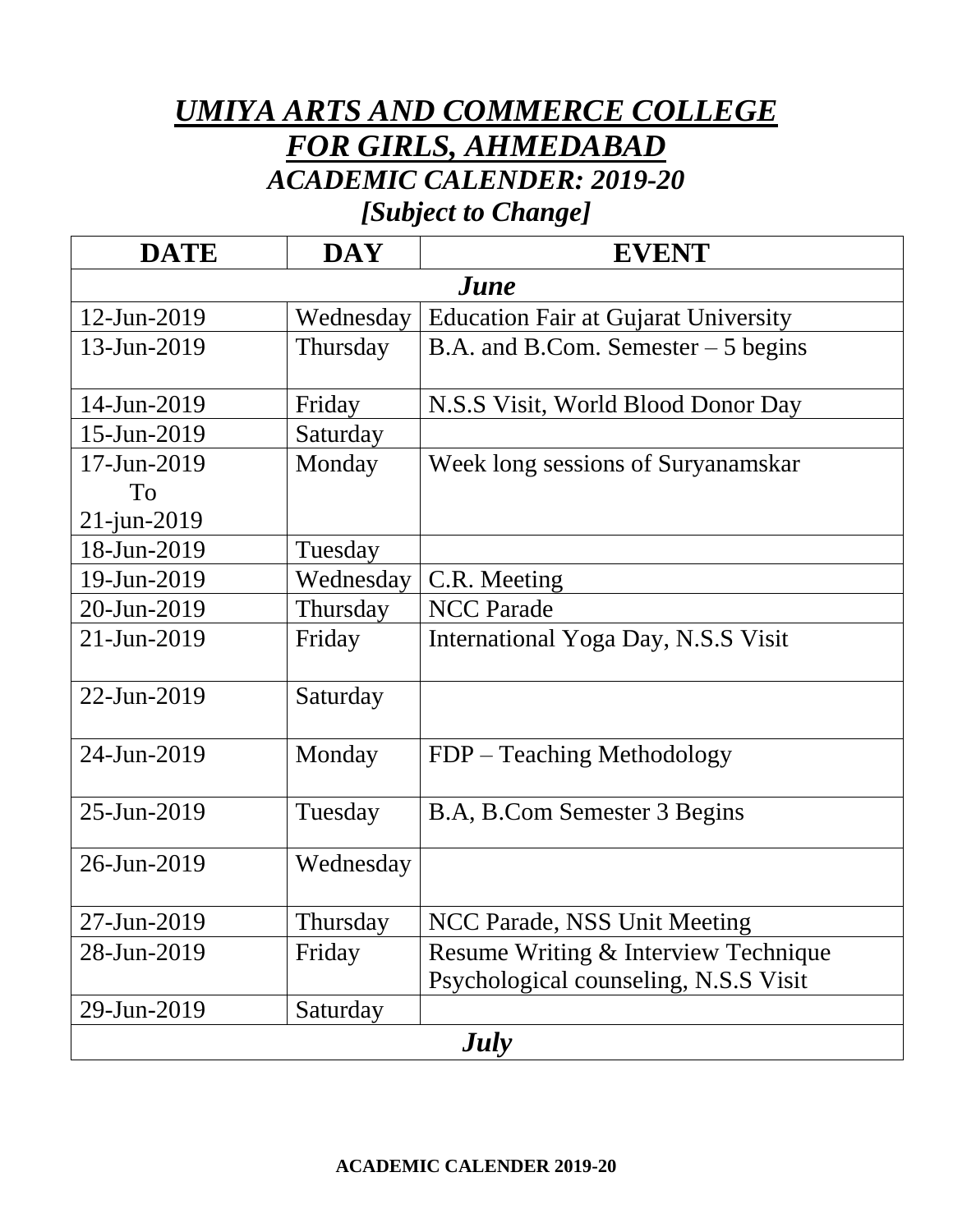# *UMIYA ARTS AND COMMERCE COLLEGE FOR GIRLS, AHMEDABAD*

## *ACADEMIC CALENDER: 2019-20*

## *[Subject to Change]*

| DATE | DAY | EVENT |
|---|---|---|
| ***June*** | | |
| 12-Jun-2019 | Wednesday | Education Fair at Gujarat University |
| 13-Jun-2019 | Thursday | B.A. and B.Com. Semester – 5 begins |
| 14-Jun-2019 | Friday | N.S.S Visit, World Blood Donor Day |
| 15-Jun-2019 | Saturday | |
| 17-Jun-2019 To 21-jun-2019 | Monday | Week long sessions of Suryanamskar |
| 18-Jun-2019 | Tuesday | |
| 19-Jun-2019 | Wednesday | C.R. Meeting |
| 20-Jun-2019 | Thursday | NCC Parade |
| 21-Jun-2019 | Friday | International Yoga Day, N.S.S Visit |
| 22-Jun-2019 | Saturday | |
| 24-Jun-2019 | Monday | FDP – Teaching Methodology |
| 25-Jun-2019 | Tuesday | B.A, B.Com Semester 3 Begins |
| 26-Jun-2019 | Wednesday | |
| 27-Jun-2019 | Thursday | NCC Parade, NSS Unit Meeting |
| 28-Jun-2019 | Friday | Resume Writing & Interview Technique Psychological counseling, N.S.S Visit |
| 29-Jun-2019 | Saturday | |
| ***July*** | | |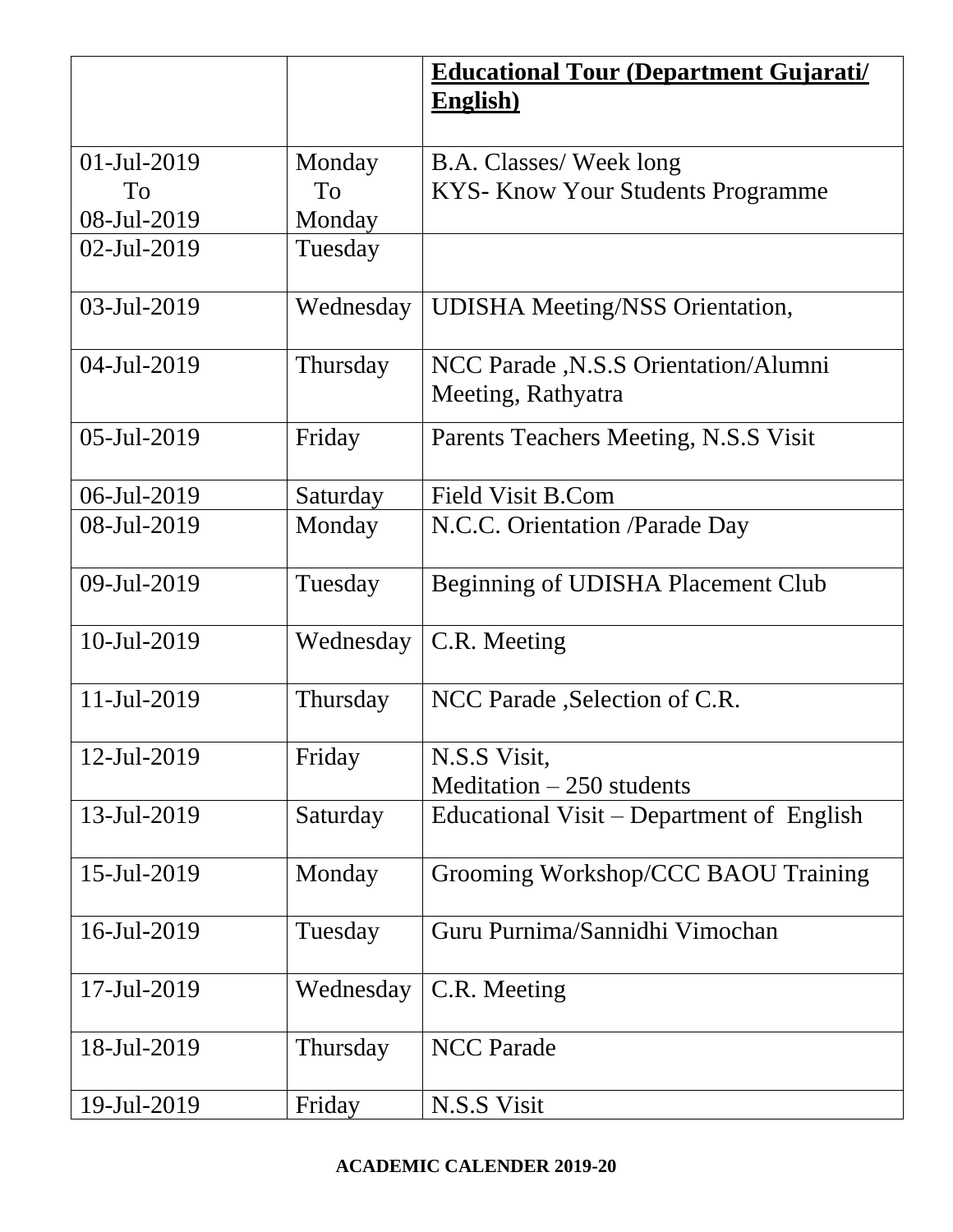| | | **Educational Tour (Department Gujarati/ English)** |
|---|---|---|
| 01-Jul-2019 To 08-Jul-2019 | Monday To Monday | B.A. Classes/ Week long KYS- Know Your Students Programme |
| 02-Jul-2019 | Tuesday | |
| 03-Jul-2019 | Wednesday | UDISHA Meeting/NSS Orientation, |
| 04-Jul-2019 | Thursday | NCC Parade ,N.S.S Orientation/Alumni Meeting, Rathyatra |
| 05-Jul-2019 | Friday | Parents Teachers Meeting, N.S.S Visit |
| 06-Jul-2019 | Saturday | Field Visit B.Com |
| 08-Jul-2019 | Monday | N.C.C. Orientation /Parade Day |
| 09-Jul-2019 | Tuesday | Beginning of UDISHA Placement Club |
| 10-Jul-2019 | Wednesday | C.R. Meeting |
| 11-Jul-2019 | Thursday | NCC Parade ,Selection of C.R. |
| 12-Jul-2019 | Friday | N.S.S Visit, Meditation – 250 students |
| 13-Jul-2019 | Saturday | Educational Visit – Department of English |
| 15-Jul-2019 | Monday | Grooming Workshop/CCC BAOU Training |
| 16-Jul-2019 | Tuesday | Guru Purnima/Sannidhi Vimochan |
| 17-Jul-2019 | Wednesday | C.R. Meeting |
| 18-Jul-2019 | Thursday | NCC Parade |
| 19-Jul-2019 | Friday | N.S.S Visit |

**ACADEMIC CALENDER 2019-20**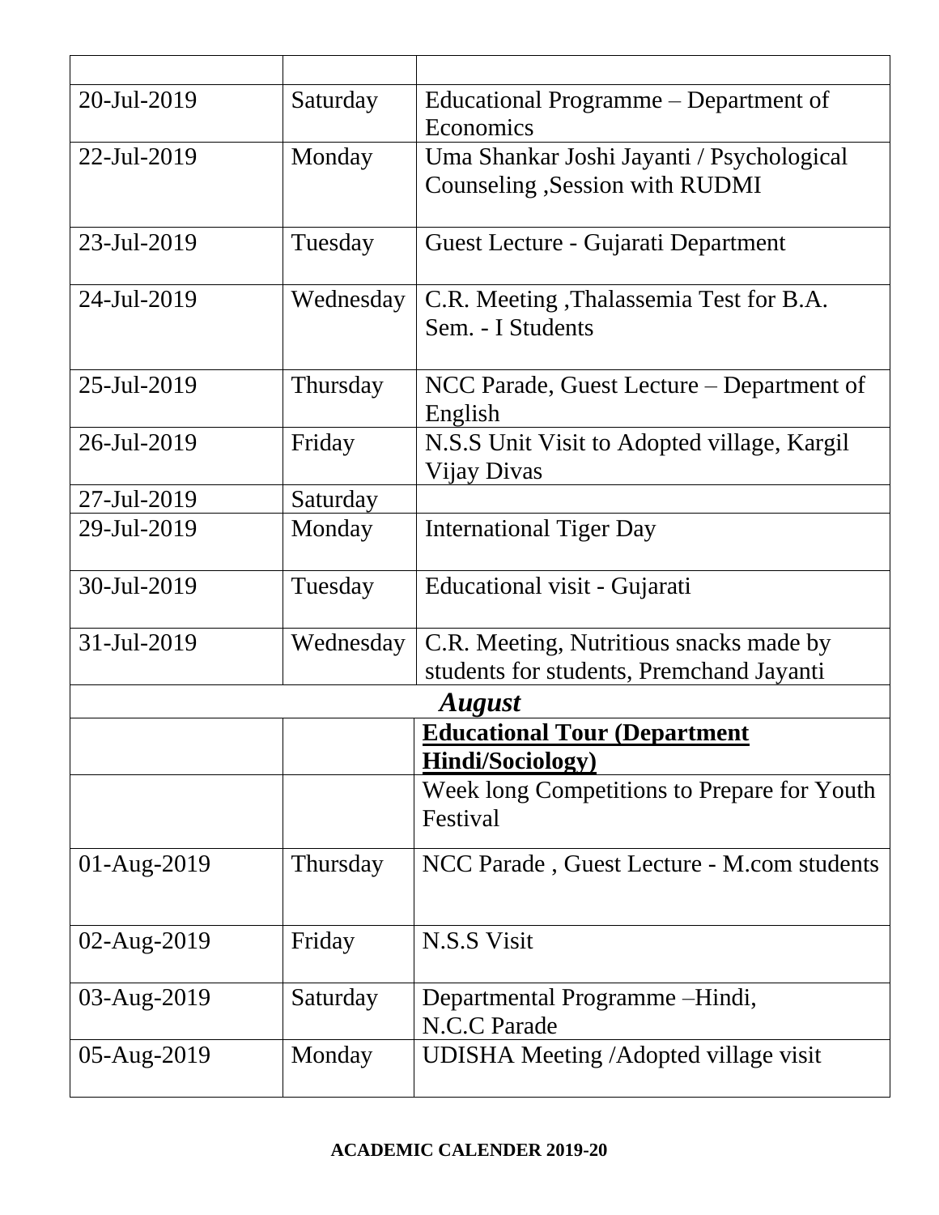| | | |
|---|---|---|
| 20-Jul-2019 | Saturday | Educational Programme – Department of Economics |
| 22-Jul-2019 | Monday | Uma Shankar Joshi Jayanti / Psychological Counseling ,Session with RUDMI |
| 23-Jul-2019 | Tuesday | Guest Lecture - Gujarati Department |
| 24-Jul-2019 | Wednesday | C.R. Meeting ,Thalassemia Test for B.A. Sem. - I Students |
| 25-Jul-2019 | Thursday | NCC Parade, Guest Lecture – Department of English |
| 26-Jul-2019 | Friday | N.S.S Unit Visit to Adopted village, Kargil Vijay Divas |
| 27-Jul-2019 | Saturday | |
| 29-Jul-2019 | Monday | International Tiger Day |
| 30-Jul-2019 | Tuesday | Educational visit - Gujarati |
| 31-Jul-2019 | Wednesday | C.R. Meeting, Nutritious snacks made by students for students, Premchand Jayanti |
| ***August*** | | |
| | | **Educational Tour (Department Hindi/Sociology)** |
| | | Week long Competitions to Prepare for Youth Festival |
| 01-Aug-2019 | Thursday | NCC Parade , Guest Lecture - M.com students |
| 02-Aug-2019 | Friday | N.S.S Visit |
| 03-Aug-2019 | Saturday | Departmental Programme –Hindi, N.C.C Parade |
| 05-Aug-2019 | Monday | UDISHA Meeting /Adopted village visit |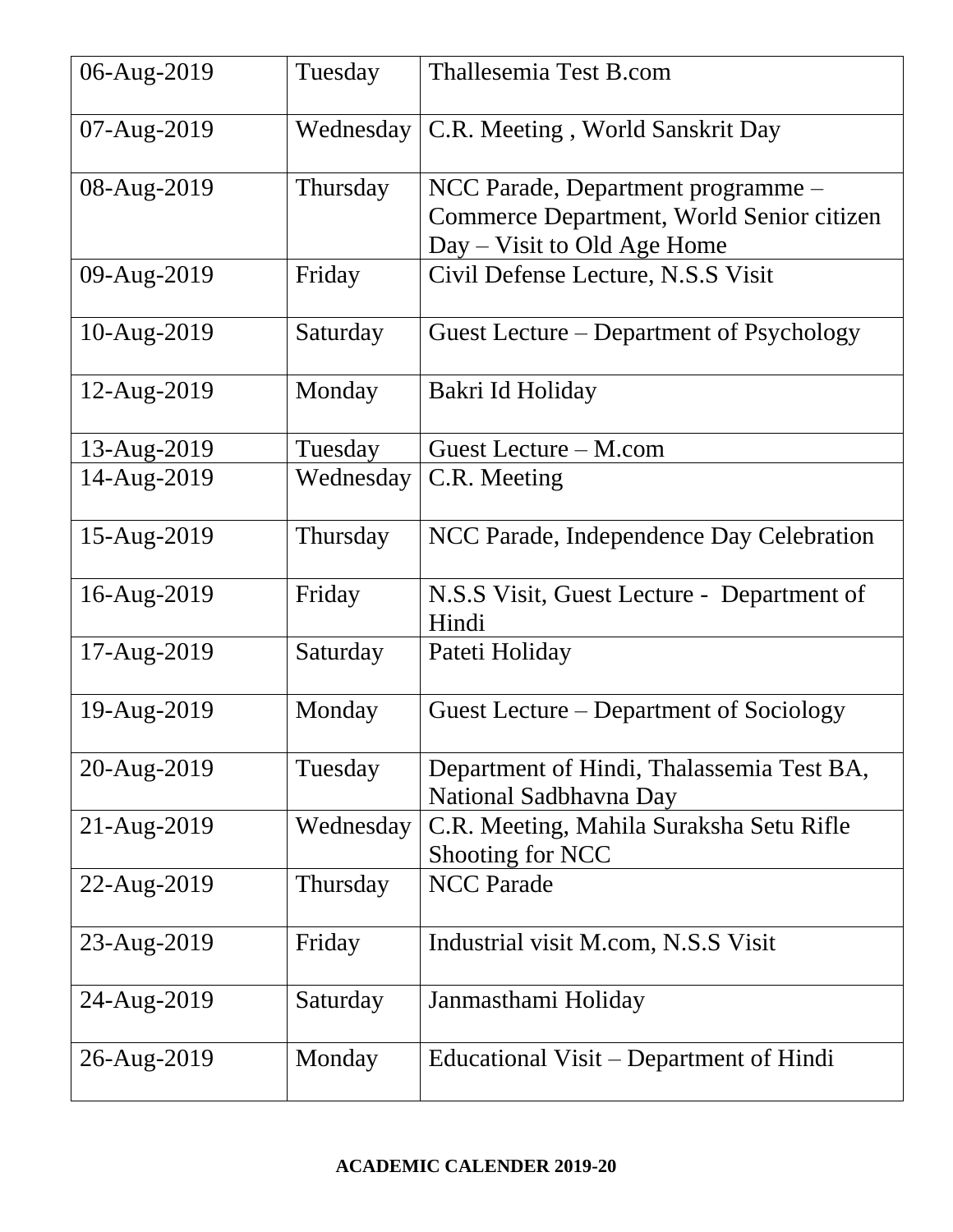| 06-Aug-2019 | Tuesday | Thallesemia Test B.com |
|---|---|---|
| 07-Aug-2019 | Wednesday | C.R. Meeting , World Sanskrit Day |
| 08-Aug-2019 | Thursday | NCC Parade, Department programme – Commerce Department, World Senior citizen Day – Visit to Old Age Home |
| 09-Aug-2019 | Friday | Civil Defense Lecture, N.S.S Visit |
| 10-Aug-2019 | Saturday | Guest Lecture – Department of Psychology |
| 12-Aug-2019 | Monday | Bakri Id Holiday |
| 13-Aug-2019 | Tuesday | Guest Lecture – M.com |
| 14-Aug-2019 | Wednesday | C.R. Meeting |
| 15-Aug-2019 | Thursday | NCC Parade, Independence Day Celebration |
| 16-Aug-2019 | Friday | N.S.S Visit, Guest Lecture - Department of Hindi |
| 17-Aug-2019 | Saturday | Pateti Holiday |
| 19-Aug-2019 | Monday | Guest Lecture – Department of Sociology |
| 20-Aug-2019 | Tuesday | Department of Hindi, Thalassemia Test BA, National Sadbhavna Day |
| 21-Aug-2019 | Wednesday | C.R. Meeting, Mahila Suraksha Setu Rifle Shooting for NCC |
| 22-Aug-2019 | Thursday | NCC Parade |
| 23-Aug-2019 | Friday | Industrial visit M.com, N.S.S Visit |
| 24-Aug-2019 | Saturday | Janmasthami Holiday |
| 26-Aug-2019 | Monday | Educational Visit – Department of Hindi |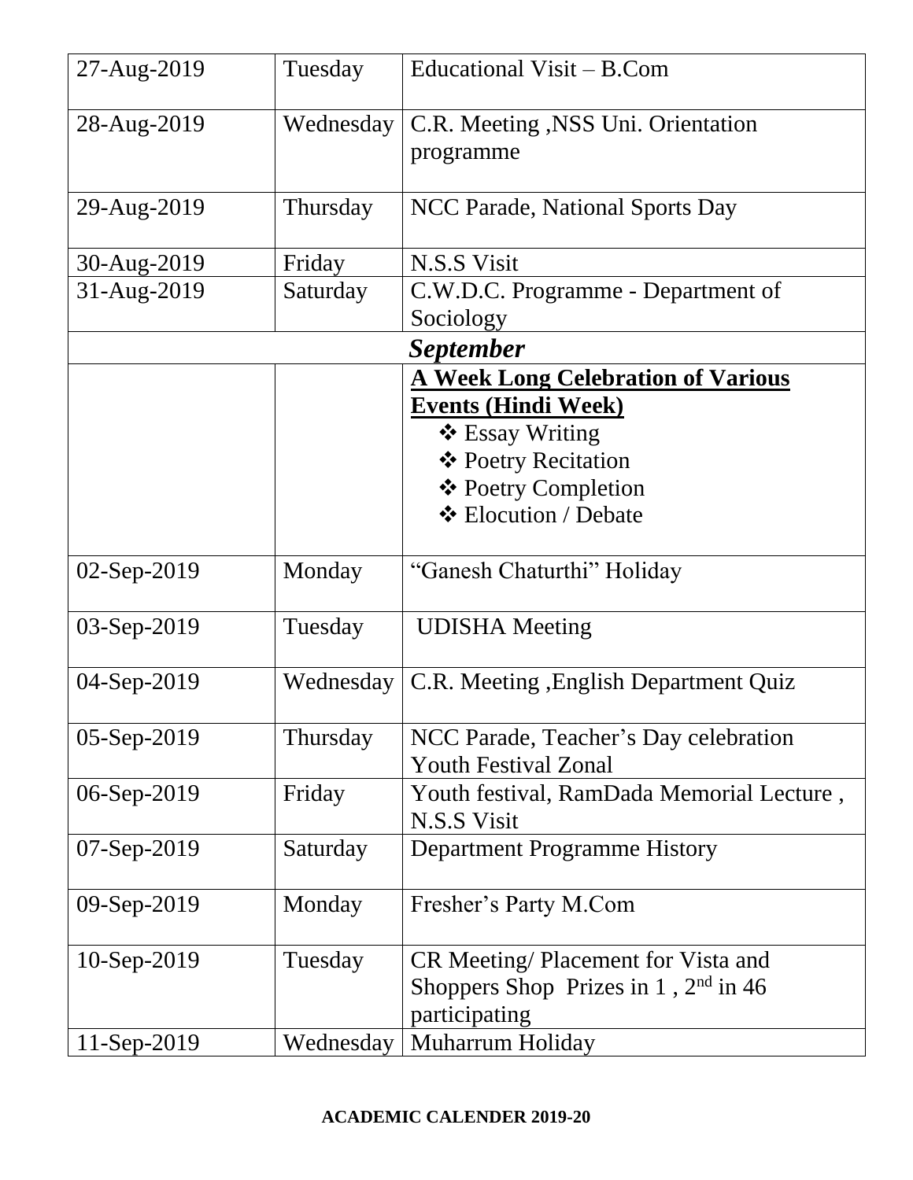| 27-Aug-2019 | Tuesday | Educational Visit – B.Com |
| --- | --- | --- |
| 28-Aug-2019 | Wednesday | C.R. Meeting ,NSS Uni. Orientation programme |
| 29-Aug-2019 | Thursday | NCC Parade, National Sports Day |
| 30-Aug-2019 | Friday | N.S.S Visit |
| 31-Aug-2019 | Saturday | C.W.D.C. Programme - Department of Sociology |
| ***September*** | | |
| | | **A Week Long Celebration of Various Events (Hindi Week)**<br>❖ Essay Writing<br>❖ Poetry Recitation<br>❖ Poetry Completion<br>❖ Elocution / Debate |
| 02-Sep-2019 | Monday | "Ganesh Chaturthi" Holiday |
| 03-Sep-2019 | Tuesday | UDISHA Meeting |
| 04-Sep-2019 | Wednesday | C.R. Meeting ,English Department Quiz |
| 05-Sep-2019 | Thursday | NCC Parade, Teacher's Day celebration Youth Festival Zonal |
| 06-Sep-2019 | Friday | Youth festival, RamDada Memorial Lecture , N.S.S Visit |
| 07-Sep-2019 | Saturday | Department Programme History |
| 09-Sep-2019 | Monday | Fresher's Party M.Com |
| 10-Sep-2019 | Tuesday | CR Meeting/ Placement for Vista and Shoppers Shop Prizes in 1 , 2nd in 46 participating |
| 11-Sep-2019 | Wednesday | Muharrum Holiday |

**ACADEMIC CALENDER 2019-20**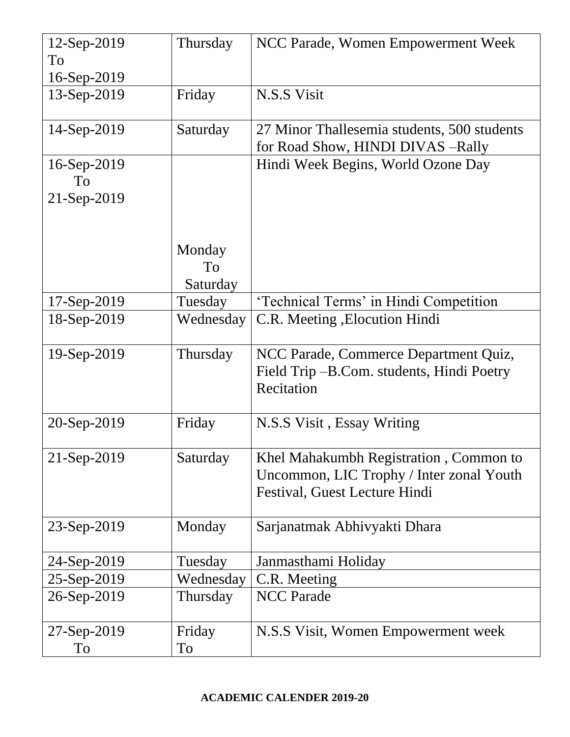| | | |
|---|---|---|
| 12-Sep-2019 To 16-Sep-2019 | Thursday | NCC Parade, Women Empowerment Week |
| 13-Sep-2019 | Friday | N.S.S Visit |
| 14-Sep-2019 | Saturday | 27 Minor Thallesemia students, 500 students for Road Show, HINDI DIVAS –Rally |
| 16-Sep-2019 To 21-Sep-2019 | Monday To Saturday | Hindi Week Begins, World Ozone Day |
| 17-Sep-2019 | Tuesday | 'Technical Terms' in Hindi Competition |
| 18-Sep-2019 | Wednesday | C.R. Meeting ,Elocution Hindi |
| 19-Sep-2019 | Thursday | NCC Parade, Commerce Department Quiz, Field Trip –B.Com. students, Hindi Poetry Recitation |
| 20-Sep-2019 | Friday | N.S.S Visit , Essay Writing |
| 21-Sep-2019 | Saturday | Khel Mahakumbh Registration , Common to Uncommon, LIC Trophy / Inter zonal Youth Festival, Guest Lecture Hindi |
| 23-Sep-2019 | Monday | Sarjanatmak Abhivyakti Dhara |
| 24-Sep-2019 | Tuesday | Janmasthami Holiday |
| 25-Sep-2019 | Wednesday | C.R. Meeting |
| 26-Sep-2019 | Thursday | NCC Parade |
| 27-Sep-2019 To | Friday To | N.S.S Visit, Women Empowerment week |

**ACADEMIC CALENDER 2019-20**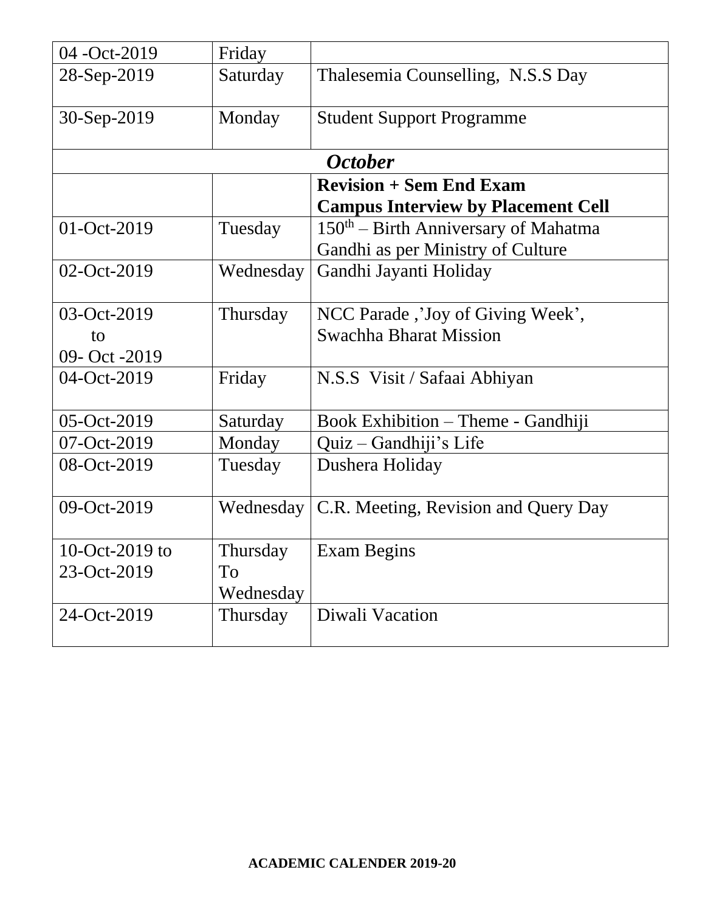| | | |
|---|---|---|
| 04 -Oct-2019 | Friday | |
| 28-Sep-2019 | Saturday | Thalesemia Counselling, N.S.S Day |
| 30-Sep-2019 | Monday | Student Support Programme |
| ***October*** | | |
| | | **Revision + Sem End Exam**<br>**Campus Interview by Placement Cell** |
| 01-Oct-2019 | Tuesday | $150^{th}$ – Birth Anniversary of Mahatma Gandhi as per Ministry of Culture |
| 02-Oct-2019 | Wednesday | Gandhi Jayanti Holiday |
| 03-Oct-2019 to 09- Oct -2019 | Thursday | NCC Parade ,'Joy of Giving Week', Swachha Bharat Mission |
| 04-Oct-2019 | Friday | N.S.S Visit / Safaai Abhiyan |
| 05-Oct-2019 | Saturday | Book Exhibition – Theme - Gandhiji |
| 07-Oct-2019 | Monday | Quiz – Gandhiji's Life |
| 08-Oct-2019 | Tuesday | Dushera Holiday |
| 09-Oct-2019 | Wednesday | C.R. Meeting, Revision and Query Day |
| 10-Oct-2019 to 23-Oct-2019 | Thursday To Wednesday | Exam Begins |
| 24-Oct-2019 | Thursday | Diwali Vacation |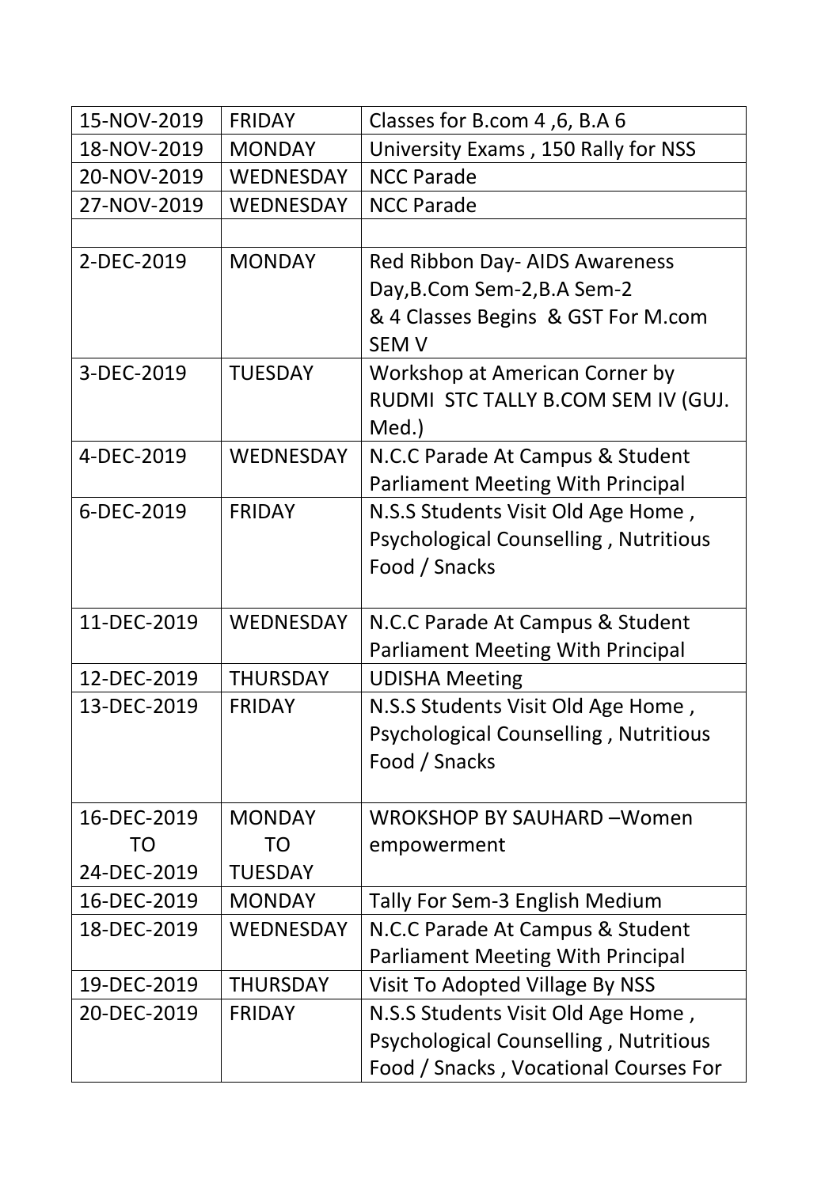| 15-NOV-2019 | FRIDAY | Classes for B.com 4 ,6, B.A 6 |
|---|---|---|
| 18-NOV-2019 | MONDAY | University Exams , 150 Rally for NSS |
| 20-NOV-2019 | WEDNESDAY | NCC Parade |
| 27-NOV-2019 | WEDNESDAY | NCC Parade |
| | | |
| 2-DEC-2019 | MONDAY | Red Ribbon Day- AIDS Awareness Day,B.Com Sem-2,B.A Sem-2 & 4 Classes Begins & GST For M.com SEM V |
| 3-DEC-2019 | TUESDAY | Workshop at American Corner by RUDMI STC TALLY B.COM SEM IV (GUJ. Med.) |
| 4-DEC-2019 | WEDNESDAY | N.C.C Parade At Campus & Student Parliament Meeting With Principal |
| 6-DEC-2019 | FRIDAY | N.S.S Students Visit Old Age Home , Psychological Counselling , Nutritious Food / Snacks |
| 11-DEC-2019 | WEDNESDAY | N.C.C Parade At Campus & Student Parliament Meeting With Principal |
| 12-DEC-2019 | THURSDAY | UDISHA Meeting |
| 13-DEC-2019 | FRIDAY | N.S.S Students Visit Old Age Home , Psychological Counselling , Nutritious Food / Snacks |
| 16-DEC-2019 TO 24-DEC-2019 | MONDAY TO TUESDAY | WROKSHOP BY SAUHARD –Women empowerment |
| 16-DEC-2019 | MONDAY | Tally For Sem-3 English Medium |
| 18-DEC-2019 | WEDNESDAY | N.C.C Parade At Campus & Student Parliament Meeting With Principal |
| 19-DEC-2019 | THURSDAY | Visit To Adopted Village By NSS |
| 20-DEC-2019 | FRIDAY | N.S.S Students Visit Old Age Home , Psychological Counselling , Nutritious Food / Snacks , Vocational Courses For |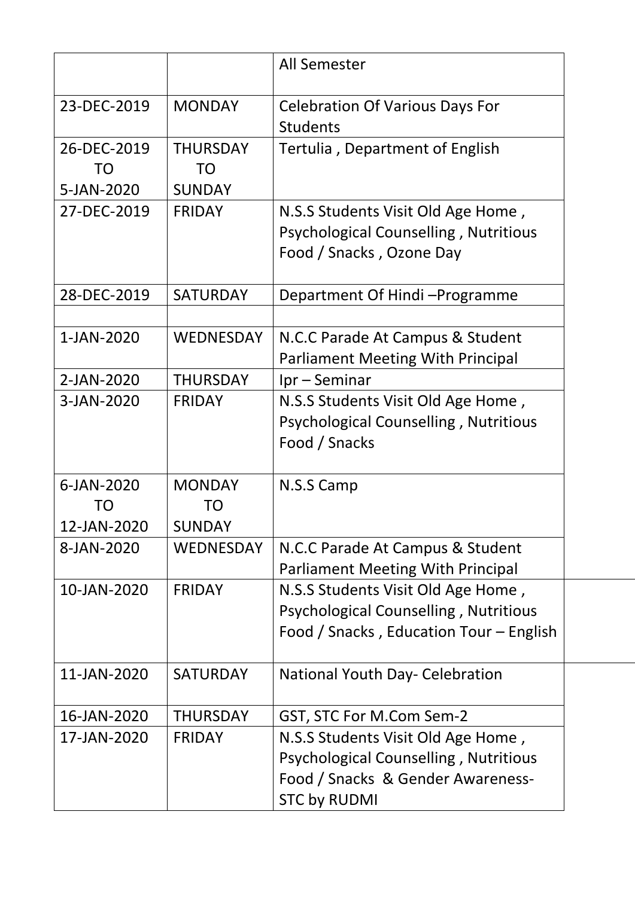| | | |
|---|---|---|
| | | All Semester |
| 23-DEC-2019 | MONDAY | Celebration Of Various Days For Students |
| 26-DEC-2019 TO 5-JAN-2020 | THURSDAY TO SUNDAY | Tertulia , Department of English |
| 27-DEC-2019 | FRIDAY | N.S.S Students Visit Old Age Home , Psychological Counselling , Nutritious Food / Snacks , Ozone Day |
| 28-DEC-2019 | SATURDAY | Department Of Hindi –Programme |
| | | |
| 1-JAN-2020 | WEDNESDAY | N.C.C Parade At Campus & Student Parliament Meeting With Principal |
| 2-JAN-2020 | THURSDAY | Ipr – Seminar |
| 3-JAN-2020 | FRIDAY | N.S.S Students Visit Old Age Home , Psychological Counselling , Nutritious Food / Snacks |
| 6-JAN-2020 TO 12-JAN-2020 | MONDAY TO SUNDAY | N.S.S Camp |
| 8-JAN-2020 | WEDNESDAY | N.C.C Parade At Campus & Student Parliament Meeting With Principal |
| 10-JAN-2020 | FRIDAY | N.S.S Students Visit Old Age Home , Psychological Counselling , Nutritious Food / Snacks , Education Tour – English |
| 11-JAN-2020 | SATURDAY | National Youth Day- Celebration |
| 16-JAN-2020 | THURSDAY | GST, STC For M.Com Sem-2 |
| 17-JAN-2020 | FRIDAY | N.S.S Students Visit Old Age Home , Psychological Counselling , Nutritious Food / Snacks & Gender Awareness- STC by RUDMI |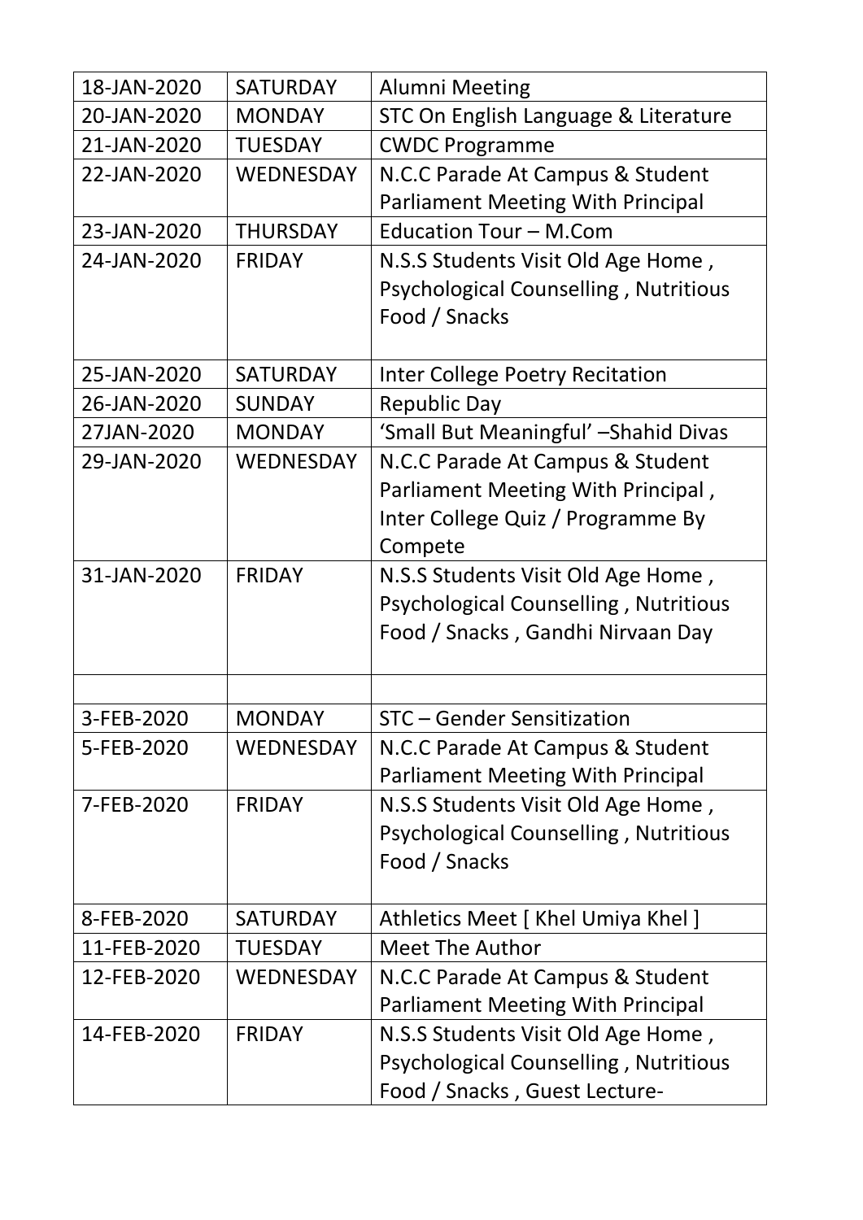| 18-JAN-2020 | SATURDAY | Alumni Meeting |
|---|---|---|
| 20-JAN-2020 | MONDAY | STC On English Language & Literature |
| 21-JAN-2020 | TUESDAY | CWDC Programme |
| 22-JAN-2020 | WEDNESDAY | N.C.C Parade At Campus & Student Parliament Meeting With Principal |
| 23-JAN-2020 | THURSDAY | Education Tour – M.Com |
| 24-JAN-2020 | FRIDAY | N.S.S Students Visit Old Age Home , Psychological Counselling , Nutritious Food / Snacks |
| 25-JAN-2020 | SATURDAY | Inter College Poetry Recitation |
| 26-JAN-2020 | SUNDAY | Republic Day |
| 27JAN-2020 | MONDAY | 'Small But Meaningful' –Shahid Divas |
| 29-JAN-2020 | WEDNESDAY | N.C.C Parade At Campus & Student Parliament Meeting With Principal , Inter College Quiz / Programme By Compete |
| 31-JAN-2020 | FRIDAY | N.S.S Students Visit Old Age Home , Psychological Counselling , Nutritious Food / Snacks , Gandhi Nirvaan Day |
| | | |
| 3-FEB-2020 | MONDAY | STC – Gender Sensitization |
| 5-FEB-2020 | WEDNESDAY | N.C.C Parade At Campus & Student Parliament Meeting With Principal |
| 7-FEB-2020 | FRIDAY | N.S.S Students Visit Old Age Home , Psychological Counselling , Nutritious Food / Snacks |
| 8-FEB-2020 | SATURDAY | Athletics Meet [ Khel Umiya Khel ] |
| 11-FEB-2020 | TUESDAY | Meet The Author |
| 12-FEB-2020 | WEDNESDAY | N.C.C Parade At Campus & Student Parliament Meeting With Principal |
| 14-FEB-2020 | FRIDAY | N.S.S Students Visit Old Age Home , Psychological Counselling , Nutritious Food / Snacks , Guest Lecture- |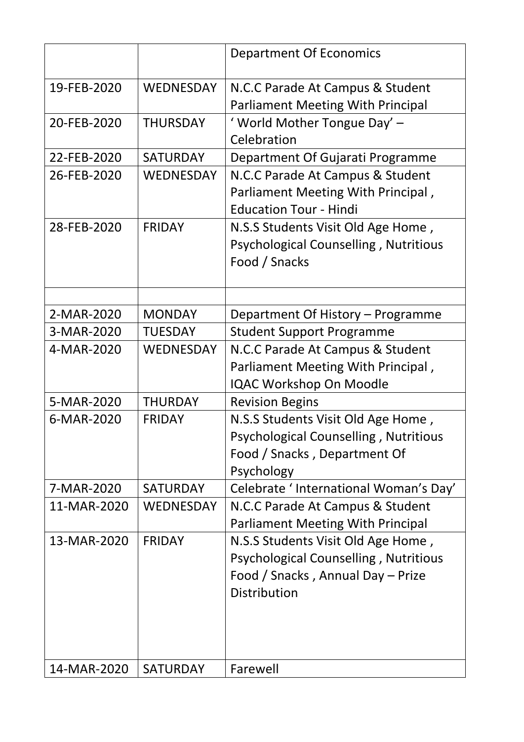| | | |
|---|---|---|
| | | Department Of Economics |
| 19-FEB-2020 | WEDNESDAY | N.C.C Parade At Campus & Student Parliament Meeting With Principal |
| 20-FEB-2020 | THURSDAY | ' World Mother Tongue Day' – Celebration |
| 22-FEB-2020 | SATURDAY | Department Of Gujarati Programme |
| 26-FEB-2020 | WEDNESDAY | N.C.C Parade At Campus & Student Parliament Meeting With Principal , Education Tour - Hindi |
| 28-FEB-2020 | FRIDAY | N.S.S Students Visit Old Age Home , Psychological Counselling , Nutritious Food / Snacks |
| | | |
| 2-MAR-2020 | MONDAY | Department Of History – Programme |
| 3-MAR-2020 | TUESDAY | Student Support Programme |
| 4-MAR-2020 | WEDNESDAY | N.C.C Parade At Campus & Student Parliament Meeting With Principal , IQAC Workshop On Moodle |
| 5-MAR-2020 | THURDAY | Revision Begins |
| 6-MAR-2020 | FRIDAY | N.S.S Students Visit Old Age Home , Psychological Counselling , Nutritious Food / Snacks , Department Of Psychology |
| 7-MAR-2020 | SATURDAY | Celebrate ' International Woman's Day' |
| 11-MAR-2020 | WEDNESDAY | N.C.C Parade At Campus & Student Parliament Meeting With Principal |
| 13-MAR-2020 | FRIDAY | N.S.S Students Visit Old Age Home , Psychological Counselling , Nutritious Food / Snacks , Annual Day – Prize Distribution |
| 14-MAR-2020 | SATURDAY | Farewell |